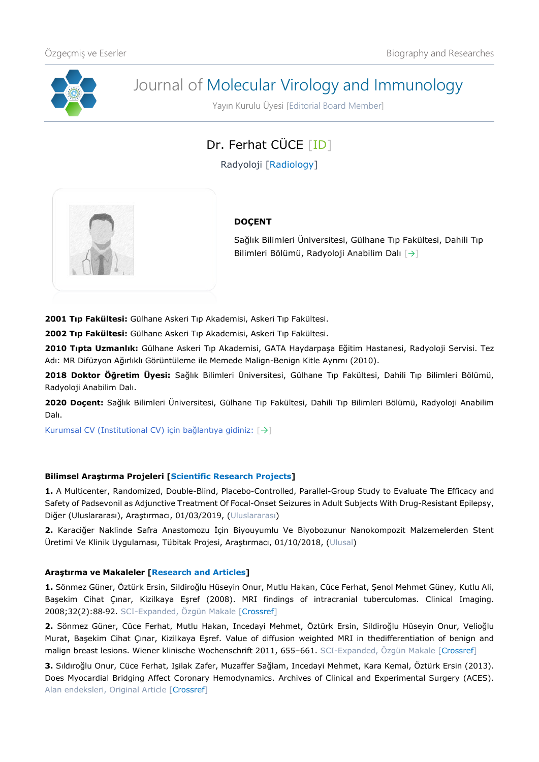# Journal of Molecular Virology and Immunology

Yayın Kurulu Üyesi [Editorial Board Member]

## Dr. Ferhat CÜCE [ID]

Radyoloji [Radiology]

**DOÇENT**

Sağlık Bilimleri Üniversitesi, Gülhane Tıp Fakültesi, Dahili Tıp Bilimleri Bölümü, Radyoloji Anabilim Dalı [→]

**2001 Tıp Fakültesi:** Gülhane Askeri Tıp Akademisi, Askeri Tıp Fakültesi.

**2002 Tıp Fakültesi:** Gülhane Askeri Tıp Akademisi, Askeri Tıp Fakültesi.

**2010 Tıpta Uzmanlık:** Gülhane Askeri Tıp Akademisi, GATA Haydarpaşa Eğitim Hastanesi, Radyoloji Servisi. Tez Adı: MR Difüzyon Ağırlıklı Görüntüleme ile Memede Malign-Benign Kitle Ayrımı (2010).

**2018 Doktor Öğretim Üyesi:** Sağlık Bilimleri Üniversitesi, Gülhane Tıp Fakültesi, Dahili Tıp Bilimleri Bölümü, Radyoloji Anabilim Dalı.

**2020 Doçent:** Sağlık Bilimleri Üniversitesi, Gülhane Tıp Fakültesi, Dahili Tıp Bilimleri Bölümü, Radyoloji Anabilim Dalı.

Kurumsal CV (Institutional CV) için bağlantıya gidiniz: [→]

### Bilimsel Araştırma Projeleri [Scientific Research Projects]

**1.** A Multicenter, Randomized, Double-Blind, Placebo-Controlled, Parallel-Group Study to Evaluate The Efficacy and Safety of Padsevonil as Adjunctive Treatment Of Focal-Onset Seizures in Adult Subjects With Drug-Resistant Epilepsy, Diğer (Uluslararası), Araştırmacı, 01/03/2019, (Uluslararası)

**2.** Karaciğer Naklinde Safra Anastomozu İçin Biyouyumlu Ve Biyobozunur Nanokompozit Malzemelerden Stent Üretimi Ve Klinik Uygulaması, Tübitak Projesi, Araştırmacı, 01/10/2018, (Ulusal)

### Araştırma ve Makaleler [Research and Articles]

**1.** Sönmez Güner, Öztürk Ersin, Sildiroğlu Hüseyin Onur, Mutlu Hakan, Cüce Ferhat, Şenol Mehmet Güney, Kutlu Ali, Başekim Cihat Çınar, Kizilkaya Eşref (2008). MRI findings of intracranial tuberculomas. Clinical Imaging. 2008;32(2):88-92. SCI-Expanded, Özgün Makale [Crossref]

**2.** Sönmez Güner, Cüce Ferhat, Mutlu Hakan, Incedayi Mehmet, Öztürk Ersin, Sildiroğlu Hüseyin Onur, Velioğlu Murat, Başekim Cihat Çınar, Kizilkaya Eşref. Value of diffusion weighted MRI in thedifferentiation of benign and malign breast lesions. Wiener klinische Wochenschrift 2011, 655–661. SCI-Expanded, Özgün Makale [Crossref]

**3.** Sıldıroğlu Onur, Cüce Ferhat, Işılak Zafer, Muzaffer Sağlam, Incedayi Mehmet, Kara Kemal, Öztürk Ersin (2013). Does Myocardial Bridging Affect Coronary Hemodynamics. Archives of Clinical and Experimental Surgery (ACES). Alan endeksleri, Original Article [Crossref]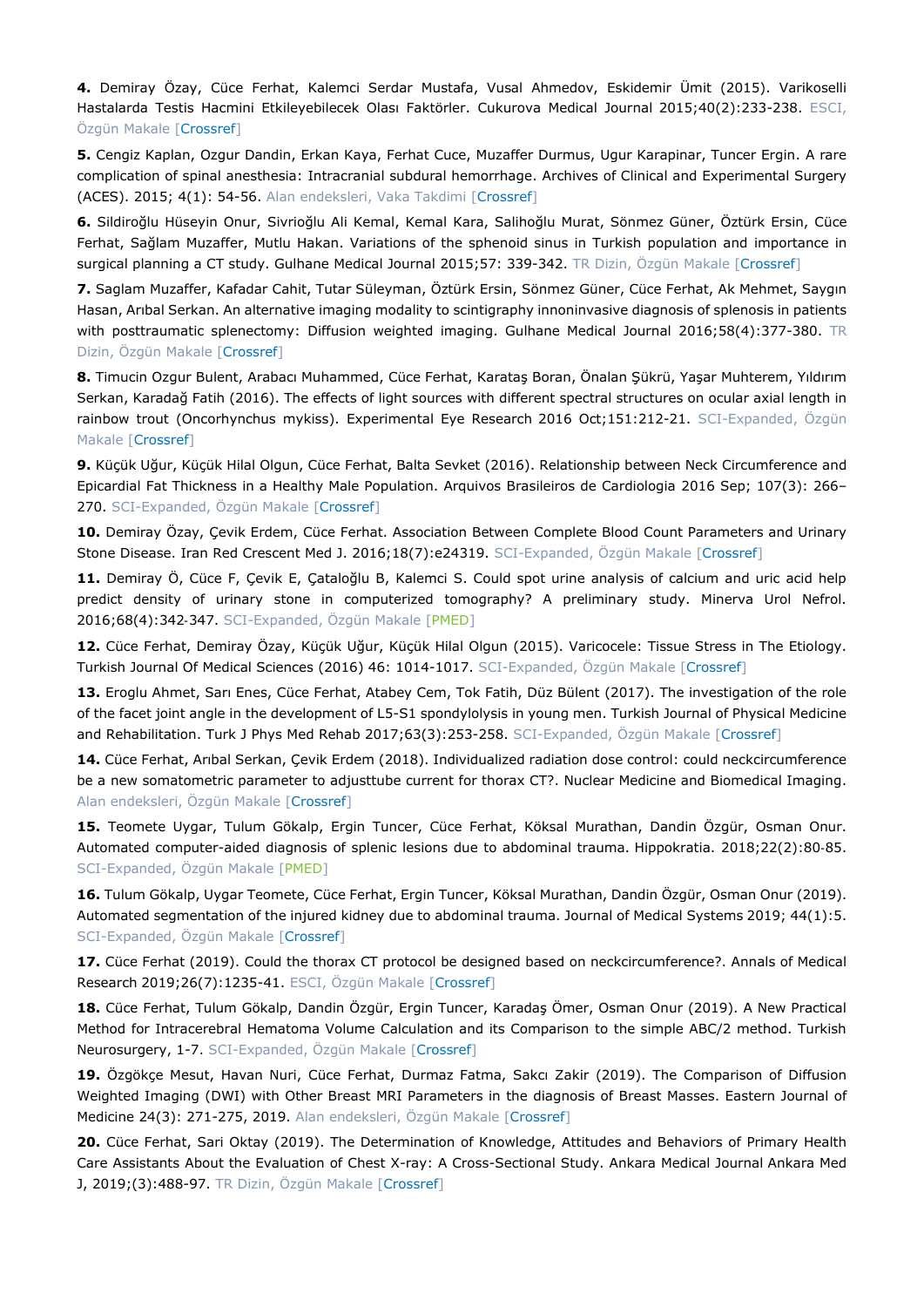**4.** Demiray Özay, Cüce Ferhat, Kalemci Serdar Mustafa, Vusal Ahmedov, Eskidemir Ümit (2015). Varikoselli Hastalarda Testis Hacmini Etkileyebilecek Olası Faktörler. Cukurova Medical Journal 2015;40(2):233-238. ESCI, Özgün Makale [Crossref]

**5.** Cengiz Kaplan, Ozgur Dandin, Erkan Kaya, Ferhat Cuce, Muzaffer Durmus, Ugur Karapinar, Tuncer Ergin. A rare complication of spinal anesthesia: Intracranial subdural hemorrhage. Archives of Clinical and Experimental Surgery (ACES). 2015; 4(1): 54-56. Alan endeksleri, Vaka Takdimi [Crossref]

**6.** Sildiroğlu Hüseyin Onur, Sivrioğlu Ali Kemal, Kemal Kara, Salihoğlu Murat, Sönmez Güner, Öztürk Ersin, Cüce Ferhat, Sağlam Muzaffer, Mutlu Hakan. Variations of the sphenoid sinus in Turkish population and importance in surgical planning a CT study. Gulhane Medical Journal 2015;57: 339-342. TR Dizin, Özgün Makale [Crossref]

**7.** Saglam Muzaffer, Kafadar Cahit, Tutar Süleyman, Öztürk Ersin, Sönmez Güner, Cüce Ferhat, Ak Mehmet, Saygın Hasan, Arıbal Serkan. An alternative imaging modality to scintigraphy innoninvasive diagnosis of splenosis in patients with posttraumatic splenectomy: Diffusion weighted imaging. Gulhane Medical Journal 2016;58(4):377-380. TR Dizin, Özgün Makale [Crossref]

**8.** Timucin Ozgur Bulent, Arabacı Muhammed, Cüce Ferhat, Karataş Boran, Önalan Şükrü, Yaşar Muhterem, Yıldırım Serkan, Karadağ Fatih (2016). The effects of light sources with different spectral structures on ocular axial length in rainbow trout (Oncorhynchus mykiss). Experimental Eye Research 2016 Oct;151:212-21. SCI-Expanded, Özgün Makale [Crossref]

**9.** Küçük Uğur, Küçük Hilal Olgun, Cüce Ferhat, Balta Sevket (2016). Relationship between Neck Circumference and Epicardial Fat Thickness in a Healthy Male Population. Arquivos Brasileiros de Cardiologia 2016 Sep; 107(3): 266–270. SCI-Expanded, Özgün Makale [Crossref]

**10.** Demiray Özay, Çevik Erdem, Cüce Ferhat. Association Between Complete Blood Count Parameters and Urinary Stone Disease. Iran Red Crescent Med J. 2016;18(7):e24319. SCI-Expanded, Özgün Makale [Crossref]

**11.** Demiray Ö, Cüce F, Çevik E, Çataloğlu B, Kalemci S. Could spot urine analysis of calcium and uric acid help predict density of urinary stone in computerized tomography? A preliminary study. Minerva Urol Nefrol. 2016;68(4):342-347. SCI-Expanded, Özgün Makale [PMED]

**12.** Cüce Ferhat, Demiray Özay, Küçük Uğur, Küçük Hilal Olgun (2015). Varicocele: Tissue Stress in The Etiology. Turkish Journal Of Medical Sciences (2016) 46: 1014-1017. SCI-Expanded, Özgün Makale [Crossref]

**13.** Eroglu Ahmet, Sarı Enes, Cüce Ferhat, Atabey Cem, Tok Fatih, Düz Bülent (2017). The investigation of the role of the facet joint angle in the development of L5-S1 spondylolysis in young men. Turkish Journal of Physical Medicine and Rehabilitation. Turk J Phys Med Rehab 2017;63(3):253-258. SCI-Expanded, Özgün Makale [Crossref]

**14.** Cüce Ferhat, Arıbal Serkan, Çevik Erdem (2018). Individualized radiation dose control: could neckcircumference be a new somatometric parameter to adjusttube current for thorax CT?. Nuclear Medicine and Biomedical Imaging. Alan endeksleri, Özgün Makale [Crossref]

**15.** Teomete Uygar, Tulum Gökalp, Ergin Tuncer, Cüce Ferhat, Köksal Murathan, Dandin Özgür, Osman Onur. Automated computer-aided diagnosis of splenic lesions due to abdominal trauma. Hippokratia. 2018;22(2):80-85. SCI-Expanded, Özgün Makale [PMED]

**16.** Tulum Gökalp, Uygar Teomete, Cüce Ferhat, Ergin Tuncer, Köksal Murathan, Dandin Özgür, Osman Onur (2019). Automated segmentation of the injured kidney due to abdominal trauma. Journal of Medical Systems 2019; 44(1):5. SCI-Expanded, Özgün Makale [Crossref]

**17.** Cüce Ferhat (2019). Could the thorax CT protocol be designed based on neckcircumference?. Annals of Medical Research 2019;26(7):1235-41. ESCI, Özgün Makale [Crossref]

**18.** Cüce Ferhat, Tulum Gökalp, Dandin Özgür, Ergin Tuncer, Karadaş Ömer, Osman Onur (2019). A New Practical Method for Intracerebral Hematoma Volume Calculation and its Comparison to the simple ABC/2 method. Turkish Neurosurgery, 1-7. SCI-Expanded, Özgün Makale [Crossref]

**19.** Özgökçe Mesut, Havan Nuri, Cüce Ferhat, Durmaz Fatma, Sakcı Zakir (2019). The Comparison of Diffusion Weighted Imaging (DWI) with Other Breast MRI Parameters in the diagnosis of Breast Masses. Eastern Journal of Medicine 24(3): 271-275, 2019. Alan endeksleri, Özgün Makale [Crossref]

**20.** Cüce Ferhat, Sari Oktay (2019). The Determination of Knowledge, Attitudes and Behaviors of Primary Health Care Assistants About the Evaluation of Chest X-ray: A Cross-Sectional Study. Ankara Medical Journal Ankara Med J, 2019;(3):488-97. TR Dizin, Özgün Makale [Crossref]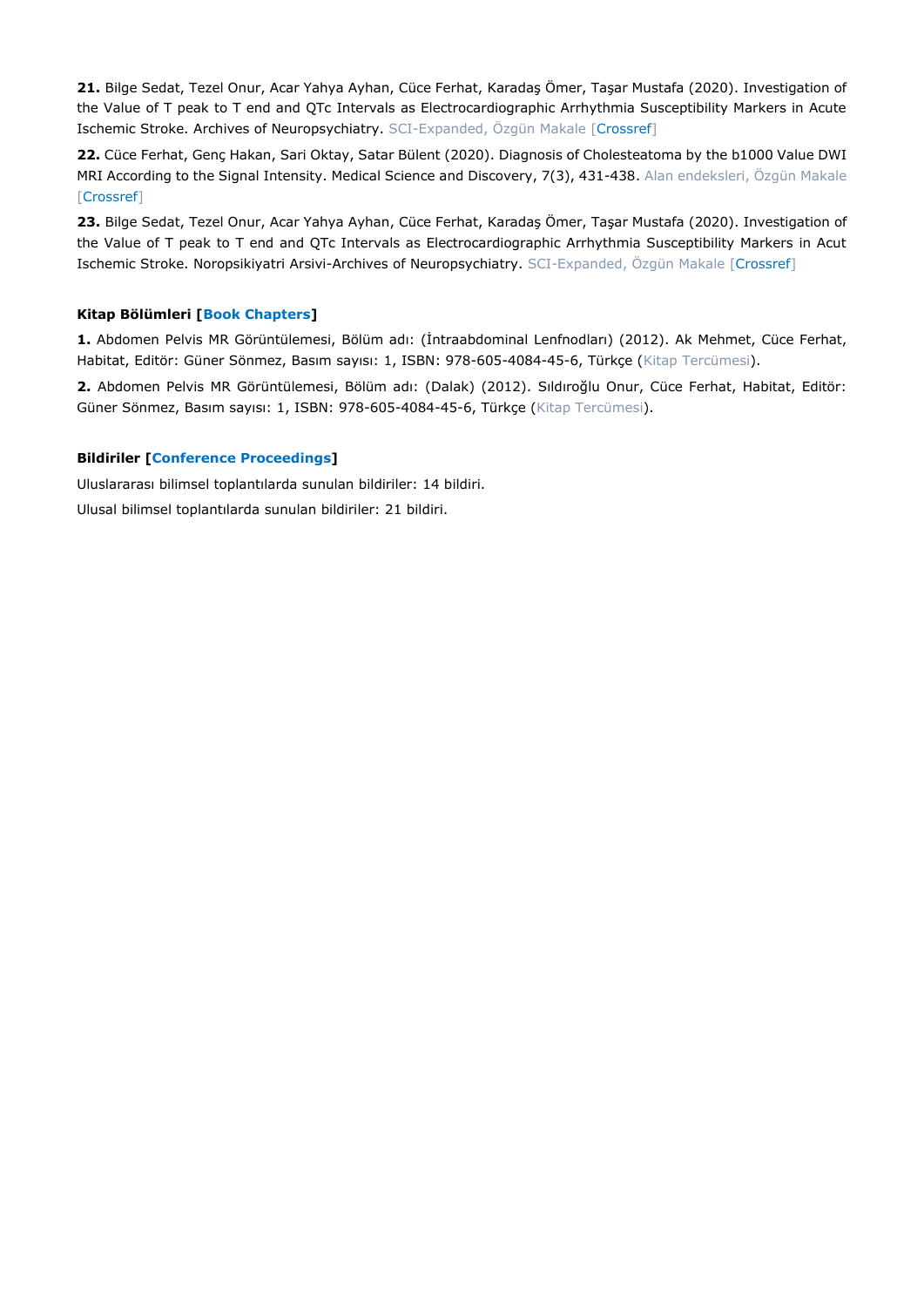**21.** Bilge Sedat, Tezel Onur, Acar Yahya Ayhan, Cüce Ferhat, Karadaş Ömer, Taşar Mustafa (2020). Investigation of the Value of T peak to T end and QTc Intervals as Electrocardiographic Arrhythmia Susceptibility Markers in Acute Ischemic Stroke. Archives of Neuropsychiatry. SCI-Expanded, Özgün Makale [Crossref]

**22.** Cüce Ferhat, Genç Hakan, Sari Oktay, Satar Bülent (2020). Diagnosis of Cholesteatoma by the b1000 Value DWI MRI According to the Signal Intensity. Medical Science and Discovery, 7(3), 431-438. Alan endeksleri, Özgün Makale [Crossref]

**23.** Bilge Sedat, Tezel Onur, Acar Yahya Ayhan, Cüce Ferhat, Karadaş Ömer, Taşar Mustafa (2020). Investigation of the Value of T peak to T end and QTc Intervals as Electrocardiographic Arrhythmia Susceptibility Markers in Acut Ischemic Stroke. Noropsikiyatri Arsivi-Archives of Neuropsychiatry. SCI-Expanded, Özgün Makale [Crossref]

**Kitap Bölümleri [Book Chapters]**

**1.** Abdomen Pelvis MR Görüntülemesi, Bölüm adı: (İntraabdominal Lenfnodları) (2012). Ak Mehmet, Cüce Ferhat, Habitat, Editör: Güner Sönmez, Basım sayısı: 1, ISBN: 978-605-4084-45-6, Türkçe (Kitap Tercümesi).

**2.** Abdomen Pelvis MR Görüntülemesi, Bölüm adı: (Dalak) (2012). Sıldıroğlu Onur, Cüce Ferhat, Habitat, Editör: Güner Sönmez, Basım sayısı: 1, ISBN: 978-605-4084-45-6, Türkçe (Kitap Tercümesi).

**Bildiriler [Conference Proceedings]**

Uluslararası bilimsel toplantılarda sunulan bildiriler: 14 bildiri.

Ulusal bilimsel toplantılarda sunulan bildiriler: 21 bildiri.